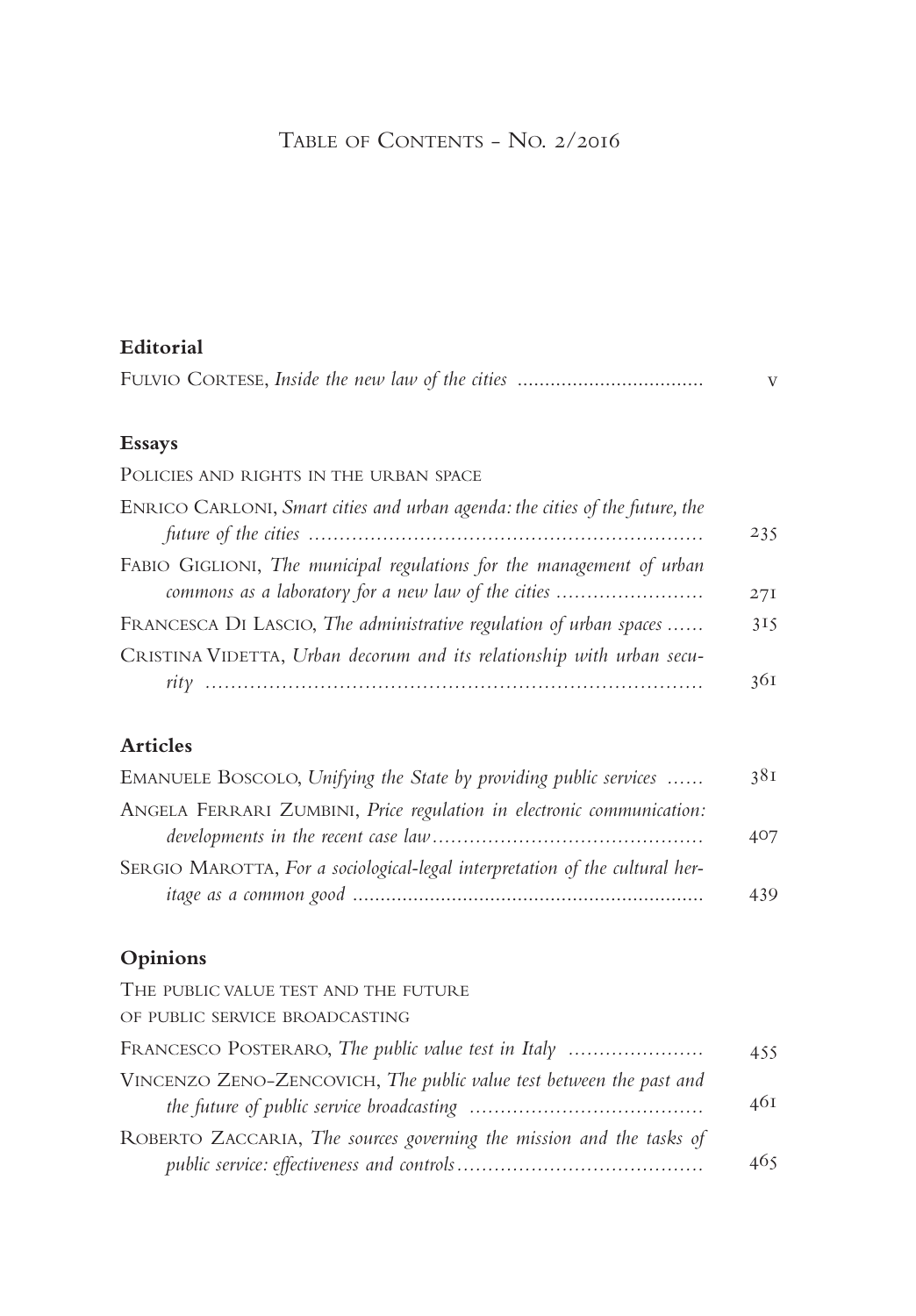# Table of Contents - No. 2/2016

## Editorial

Fulvio Cortese, *Inside the new law of the cities* .................................. v

## Essays

Policies and rights in the urban space

Enrico Carloni, *Smart cities and urban agenda: the cities of the future, the future of the cities* .................................. 235

Fabio Giglioni, *The municipal regulations for the management of urban commons as a laboratory for a new law of the cities* .................................. 271

Francesca Di Lascio, *The administrative regulation of urban spaces* .................................. 315

Cristina Videtta, *Urban decorum and its relationship with urban security* .................................. 361

## Articles

Emanuele Boscolo, *Unifying the State by providing public services* .................................. 381

Angela Ferrari Zumbini, *Price regulation in electronic communication: developments in the recent case law* .................................. 407

Sergio Marotta, *For a sociological-legal interpretation of the cultural heritage as a common good* .................................. 439

## Opinions

The public value test and the future of public service broadcasting

Francesco Posteraro, *The public value test in Italy* .................................. 455

Vincenzo Zeno-Zencovich, *The public value test between the past and the future of public service broadcasting* .................................. 461

Roberto Zaccaria, *The sources governing the mission and the tasks of public service: effectiveness and controls* .................................. 465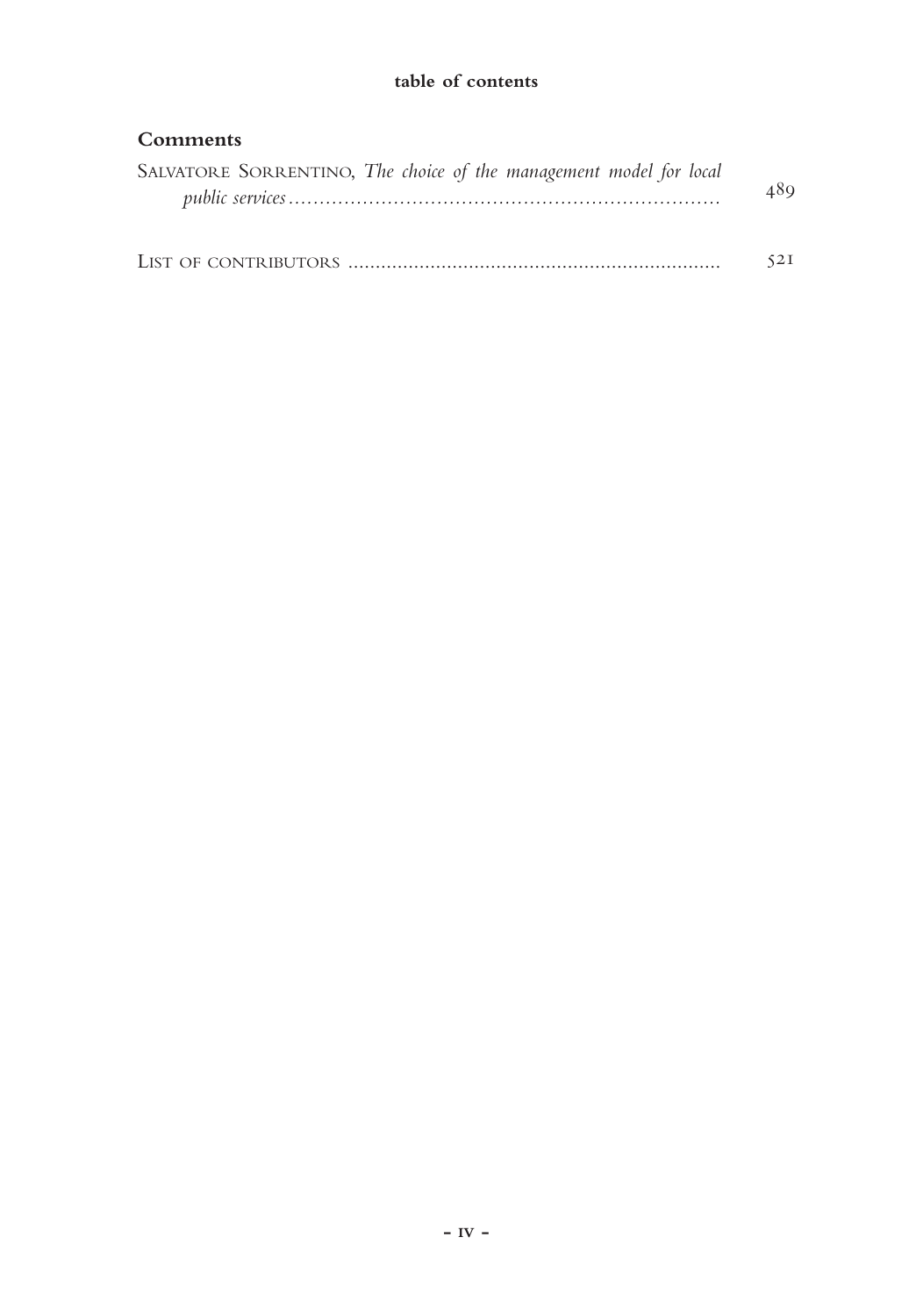## Comments

SALVATORE SORRENTINO, *The choice of the management model for local public services* ........................................................ 489

LIST OF CONTRIBUTORS ........................................................ 521